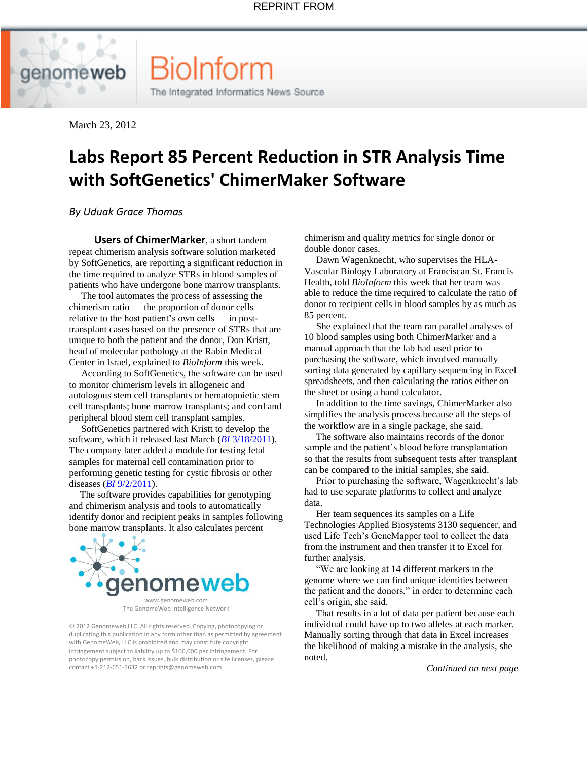REPRINT FROM

BioInform

The Integrated Informatics News Source

March 23, 2012

# Labs Report 85 Percent Reduction in STR Analysis Time with SoftGenetics' ChimerMaker Software

*By Uduak Grace Thomas*

**Users of ChimerMarker**, a short tandem repeat chimerism analysis software solution marketed by SoftGenetics, are reporting a significant reduction in the time required to analyze STRs in blood samples of patients who have undergone bone marrow transplants.

The tool automates the process of assessing the chimerism ratio — the proportion of donor cells relative to the host patient's own cells — in post-transplant cases based on the presence of STRs that are unique to both the patient and the donor, Don Kristt, head of molecular pathology at the Rabin Medical Center in Israel, explained to *BioInform* this week.

According to SoftGenetics, the software can be used to monitor chimerism levels in allogeneic and autologous stem cell transplants or hematopoietic stem cell transplants; bone marrow transplants; and cord and peripheral blood stem cell transplant samples.

SoftGenetics partnered with Kristt to develop the software, which it released last March (*BI* 3/18/2011). The company later added a module for testing fetal samples for maternal cell contamination prior to performing genetic testing for cystic fibrosis or other diseases (*BI* 9/2/2011).

The software provides capabilities for genotyping and chimerism analysis and tools to automatically identify donor and recipient peaks in samples following bone marrow transplants. It also calculates percent chimerism and quality metrics for single donor or double donor cases.

Dawn Wagenknecht, who supervises the HLA-Vascular Biology Laboratory at Franciscan St. Francis Health, told *BioInform* this week that her team was able to reduce the time required to calculate the ratio of donor to recipient cells in blood samples by as much as 85 percent.

She explained that the team ran parallel analyses of 10 blood samples using both ChimerMarker and a manual approach that the lab had used prior to purchasing the software, which involved manually sorting data generated by capillary sequencing in Excel spreadsheets, and then calculating the ratios either on the sheet or using a hand calculator.

In addition to the time savings, ChimerMarker also simplifies the analysis process because all the steps of the workflow are in a single package, she said.

The software also maintains records of the donor sample and the patient's blood before transplantation so that the results from subsequent tests after transplant can be compared to the initial samples, she said.

Prior to purchasing the software, Wagenknecht's lab had to use separate platforms to collect and analyze data.

Her team sequences its samples on a Life Technologies Applied Biosystems 3130 sequencer, and used Life Tech's GeneMapper tool to collect the data from the instrument and then transfer it to Excel for further analysis.

"We are looking at 14 different markers in the genome where we can find unique identities between the patient and the donors," in order to determine each cell's origin, she said.

That results in a lot of data per patient because each individual could have up to two alleles at each marker. Manually sorting through that data in Excel increases the likelihood of making a mistake in the analysis, she noted.

*Continued on next page*

genomeweb

www.genomeweb.com
The GenomeWeb Intelligence Network

© 2012 Genomeweb LLC. All rights reserved. Copying, photocopying or duplicating this publication in any form other than as permitted by agreement with GenomeWeb, LLC is prohibited and may constitute copyright infringement subject to liability up to $100,000 per infringement. For photocopy permission, back issues, bulk distribution or site licenses, please contact +1-212-651-5632 or reprints@genomeweb.com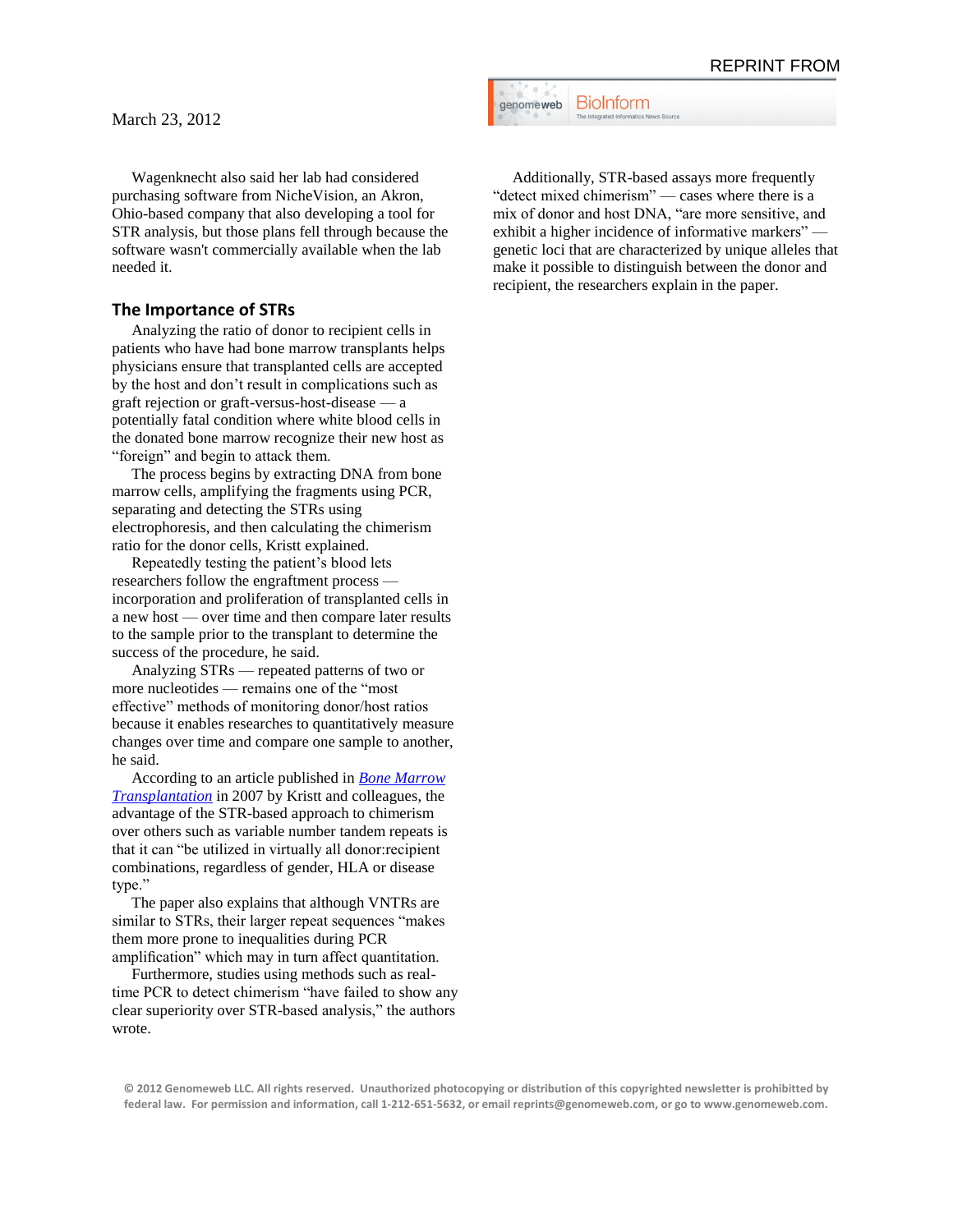Wagenknecht also said her lab had considered purchasing software from NicheVision, an Akron, Ohio-based company that also developing a tool for STR analysis, but those plans fell through because the software wasn't commercially available when the lab needed it.

## The Importance of STRs

Analyzing the ratio of donor to recipient cells in patients who have had bone marrow transplants helps physicians ensure that transplanted cells are accepted by the host and don't result in complications such as graft rejection or graft-versus-host-disease — a potentially fatal condition where white blood cells in the donated bone marrow recognize their new host as "foreign" and begin to attack them.

The process begins by extracting DNA from bone marrow cells, amplifying the fragments using PCR, separating and detecting the STRs using electrophoresis, and then calculating the chimerism ratio for the donor cells, Kristt explained.

Repeatedly testing the patient's blood lets researchers follow the engraftment process — incorporation and proliferation of transplanted cells in a new host — over time and then compare later results to the sample prior to the transplant to determine the success of the procedure, he said.

Analyzing STRs — repeated patterns of two or more nucleotides — remains one of the "most effective" methods of monitoring donor/host ratios because it enables researches to quantitatively measure changes over time and compare one sample to another, he said.

According to an article published in *Bone Marrow Transplantation* in 2007 by Kristt and colleagues, the advantage of the STR-based approach to chimerism over others such as variable number tandem repeats is that it can "be utilized in virtually all donor:recipient combinations, regardless of gender, HLA or disease type."

The paper also explains that although VNTRs are similar to STRs, their larger repeat sequences "makes them more prone to inequalities during PCR amplification" which may in turn affect quantitation.

Furthermore, studies using methods such as real-time PCR to detect chimerism "have failed to show any clear superiority over STR-based analysis," the authors wrote.

Additionally, STR-based assays more frequently "detect mixed chimerism" — cases where there is a mix of donor and host DNA, "are more sensitive, and exhibit a higher incidence of informative markers" — genetic loci that are characterized by unique alleles that make it possible to distinguish between the donor and recipient, the researchers explain in the paper.